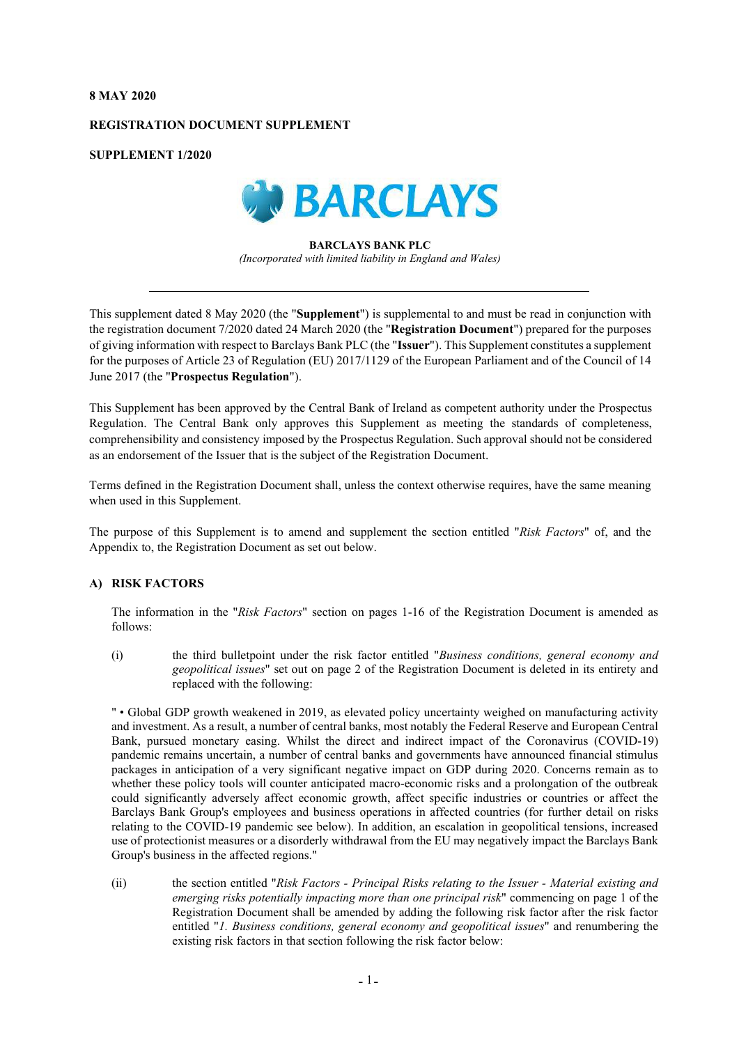**8 MAY 2020**

**REGISTRATION DOCUMENT SUPPLEMENT**

**SUPPLEMENT 1/2020**

**BARCLAYS BANK PLC**
*(Incorporated with limited liability in England and Wales)*

---

This supplement dated 8 May 2020 (the "**Supplement**") is supplemental to and must be read in conjunction with the registration document 7/2020 dated 24 March 2020 (the "**Registration Document**") prepared for the purposes of giving information with respect to Barclays Bank PLC (the "**Issuer**"). This Supplement constitutes a supplement for the purposes of Article 23 of Regulation (EU) 2017/1129 of the European Parliament and of the Council of 14 June 2017 (the "**Prospectus Regulation**").

This Supplement has been approved by the Central Bank of Ireland as competent authority under the Prospectus Regulation. The Central Bank only approves this Supplement as meeting the standards of completeness, comprehensibility and consistency imposed by the Prospectus Regulation. Such approval should not be considered as an endorsement of the Issuer that is the subject of the Registration Document.

Terms defined in the Registration Document shall, unless the context otherwise requires, have the same meaning when used in this Supplement.

The purpose of this Supplement is to amend and supplement the section entitled "*Risk Factors*" of, and the Appendix to, the Registration Document as set out below.

**A) RISK FACTORS**

The information in the "*Risk Factors*" section on pages 1-16 of the Registration Document is amended as follows:

(i) the third bulletpoint under the risk factor entitled "*Business conditions, general economy and geopolitical issues*" set out on page 2 of the Registration Document is deleted in its entirety and replaced with the following:

" • Global GDP growth weakened in 2019, as elevated policy uncertainty weighed on manufacturing activity and investment. As a result, a number of central banks, most notably the Federal Reserve and European Central Bank, pursued monetary easing. Whilst the direct and indirect impact of the Coronavirus (COVID-19) pandemic remains uncertain, a number of central banks and governments have announced financial stimulus packages in anticipation of a very significant negative impact on GDP during 2020. Concerns remain as to whether these policy tools will counter anticipated macro-economic risks and a prolongation of the outbreak could significantly adversely affect economic growth, affect specific industries or countries or affect the Barclays Bank Group's employees and business operations in affected countries (for further detail on risks relating to the COVID-19 pandemic see below). In addition, an escalation in geopolitical tensions, increased use of protectionist measures or a disorderly withdrawal from the EU may negatively impact the Barclays Bank Group's business in the affected regions."

(ii) the section entitled "*Risk Factors - Principal Risks relating to the Issuer - Material existing and emerging risks potentially impacting more than one principal risk*" commencing on page 1 of the Registration Document shall be amended by adding the following risk factor after the risk factor entitled "*1. Business conditions, general economy and geopolitical issues*" and renumbering the existing risk factors in that section following the risk factor below: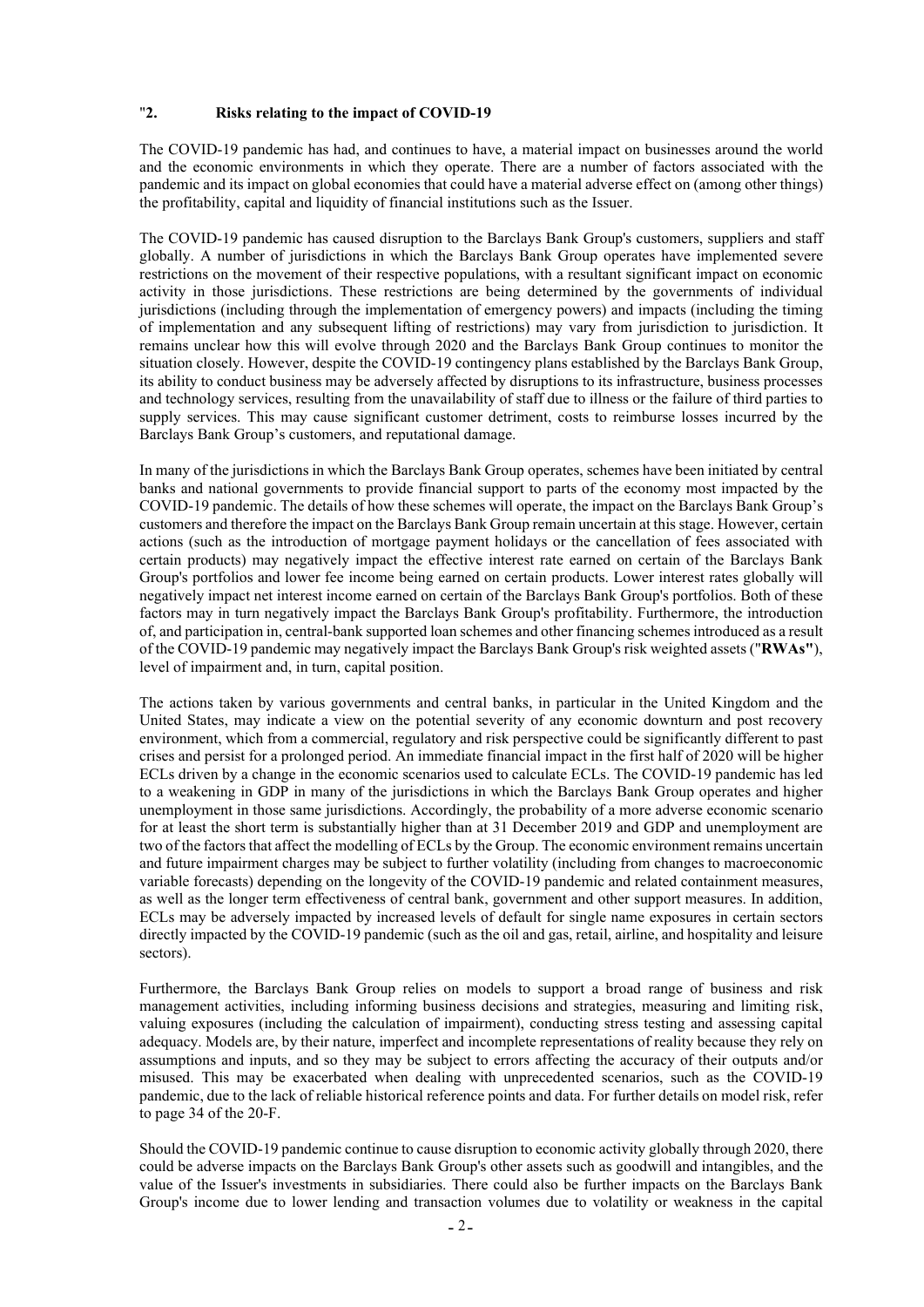## "2. Risks relating to the impact of COVID-19

The COVID-19 pandemic has had, and continues to have, a material impact on businesses around the world and the economic environments in which they operate. There are a number of factors associated with the pandemic and its impact on global economies that could have a material adverse effect on (among other things) the profitability, capital and liquidity of financial institutions such as the Issuer.

The COVID-19 pandemic has caused disruption to the Barclays Bank Group's customers, suppliers and staff globally. A number of jurisdictions in which the Barclays Bank Group operates have implemented severe restrictions on the movement of their respective populations, with a resultant significant impact on economic activity in those jurisdictions. These restrictions are being determined by the governments of individual jurisdictions (including through the implementation of emergency powers) and impacts (including the timing of implementation and any subsequent lifting of restrictions) may vary from jurisdiction to jurisdiction. It remains unclear how this will evolve through 2020 and the Barclays Bank Group continues to monitor the situation closely. However, despite the COVID-19 contingency plans established by the Barclays Bank Group, its ability to conduct business may be adversely affected by disruptions to its infrastructure, business processes and technology services, resulting from the unavailability of staff due to illness or the failure of third parties to supply services. This may cause significant customer detriment, costs to reimburse losses incurred by the Barclays Bank Group's customers, and reputational damage.

In many of the jurisdictions in which the Barclays Bank Group operates, schemes have been initiated by central banks and national governments to provide financial support to parts of the economy most impacted by the COVID-19 pandemic. The details of how these schemes will operate, the impact on the Barclays Bank Group's customers and therefore the impact on the Barclays Bank Group remain uncertain at this stage. However, certain actions (such as the introduction of mortgage payment holidays or the cancellation of fees associated with certain products) may negatively impact the effective interest rate earned on certain of the Barclays Bank Group's portfolios and lower fee income being earned on certain products. Lower interest rates globally will negatively impact net interest income earned on certain of the Barclays Bank Group's portfolios. Both of these factors may in turn negatively impact the Barclays Bank Group's profitability. Furthermore, the introduction of, and participation in, central-bank supported loan schemes and other financing schemes introduced as a result of the COVID-19 pandemic may negatively impact the Barclays Bank Group's risk weighted assets ("**RWAs"**), level of impairment and, in turn, capital position.

The actions taken by various governments and central banks, in particular in the United Kingdom and the United States, may indicate a view on the potential severity of any economic downturn and post recovery environment, which from a commercial, regulatory and risk perspective could be significantly different to past crises and persist for a prolonged period. An immediate financial impact in the first half of 2020 will be higher ECLs driven by a change in the economic scenarios used to calculate ECLs. The COVID-19 pandemic has led to a weakening in GDP in many of the jurisdictions in which the Barclays Bank Group operates and higher unemployment in those same jurisdictions. Accordingly, the probability of a more adverse economic scenario for at least the short term is substantially higher than at 31 December 2019 and GDP and unemployment are two of the factors that affect the modelling of ECLs by the Group. The economic environment remains uncertain and future impairment charges may be subject to further volatility (including from changes to macroeconomic variable forecasts) depending on the longevity of the COVID-19 pandemic and related containment measures, as well as the longer term effectiveness of central bank, government and other support measures. In addition, ECLs may be adversely impacted by increased levels of default for single name exposures in certain sectors directly impacted by the COVID-19 pandemic (such as the oil and gas, retail, airline, and hospitality and leisure sectors).

Furthermore, the Barclays Bank Group relies on models to support a broad range of business and risk management activities, including informing business decisions and strategies, measuring and limiting risk, valuing exposures (including the calculation of impairment), conducting stress testing and assessing capital adequacy. Models are, by their nature, imperfect and incomplete representations of reality because they rely on assumptions and inputs, and so they may be subject to errors affecting the accuracy of their outputs and/or misused. This may be exacerbated when dealing with unprecedented scenarios, such as the COVID-19 pandemic, due to the lack of reliable historical reference points and data. For further details on model risk, refer to page 34 of the 20-F.

Should the COVID-19 pandemic continue to cause disruption to economic activity globally through 2020, there could be adverse impacts on the Barclays Bank Group's other assets such as goodwill and intangibles, and the value of the Issuer's investments in subsidiaries. There could also be further impacts on the Barclays Bank Group's income due to lower lending and transaction volumes due to volatility or weakness in the capital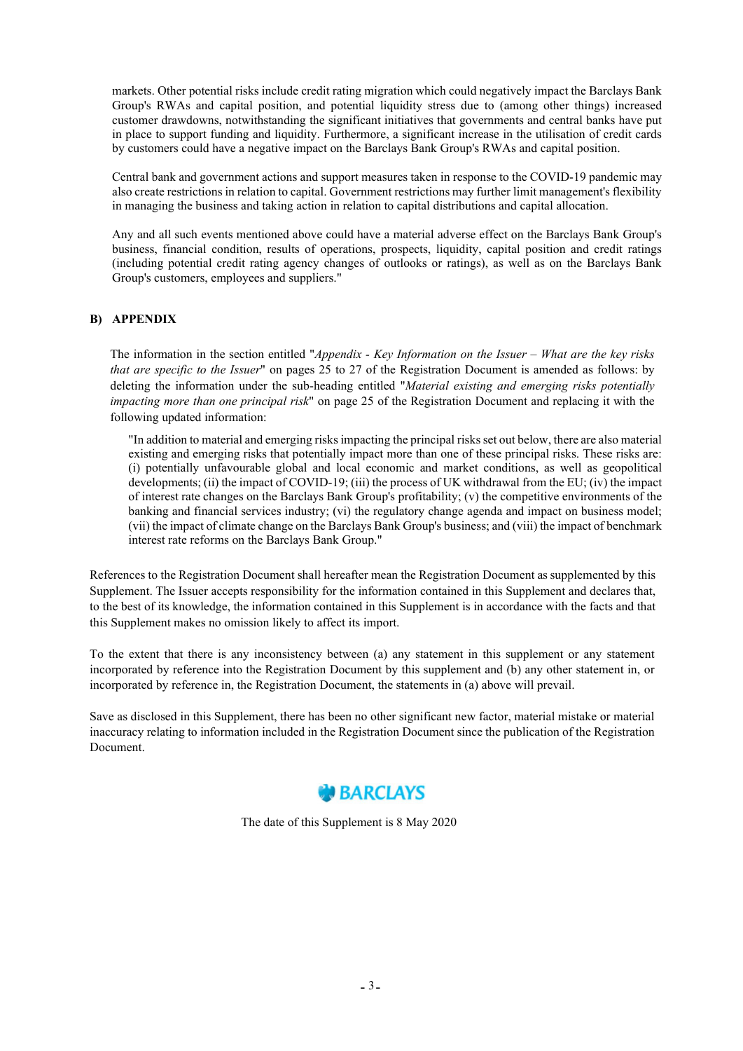markets. Other potential risks include credit rating migration which could negatively impact the Barclays Bank Group's RWAs and capital position, and significant liquidity stress due to (among other things) increased customer drawdowns, notwithstanding the significant initiatives that governments and central banks have put in place to support funding and liquidity. Furthermore, a significant increase in the utilisation of credit cards by customers could have a negative impact on the Barclays Bank Group's RWAs and capital position.

Central bank and government actions and support measures taken in response to the COVID-19 pandemic may also create restrictions in relation to capital. Government restrictions may further limit management's flexibility in managing the business and taking action in relation to capital distributions and capital allocation.

Any and all such events mentioned above could have a material adverse effect on the Barclays Bank Group's business, financial condition, results of operations, prospects, liquidity, capital position and credit ratings (including potential credit rating agency changes of outlooks or ratings), as well as on the Barclays Bank Group's customers, employees and suppliers."

**B) APPENDIX**

The information in the section entitled "*Appendix - Key Information on the Issuer – What are the key risks that are specific to the Issuer*" on pages 25 to 27 of the Registration Document is amended as follows: by deleting the information under the sub-heading entitled "*Material existing and emerging risks potentially impacting more than one principal risk*" on page 25 of the Registration Document and replacing it with the following updated information:

"In addition to material and emerging risks impacting the principal risks set out below, there are also material existing and emerging risks that potentially impact more than one of these principal risks. These risks are: (i) potentially unfavourable global and local economic and market conditions, as well as geopolitical developments; (ii) the impact of COVID-19; (iii) the process of UK withdrawal from the EU; (iv) the impact of interest rate changes on the Barclays Bank Group's profitability; (v) the competitive environments of the banking and financial services industry; (vi) the regulatory change agenda and impact on business model; (vii) the impact of climate change on the Barclays Bank Group's business; and (viii) the impact of benchmark interest rate reforms on the Barclays Bank Group."

References to the Registration Document shall hereafter mean the Registration Document as supplemented by this Supplement. The Issuer accepts responsibility for the information contained in this Supplement and declares that, to the best of its knowledge, the information contained in this Supplement is in accordance with the facts and that this Supplement makes no omission likely to affect its import.

To the extent that there is any inconsistency between (a) any statement in this supplement or any statement incorporated by reference into the Registration Document by this supplement and (b) any other statement in, or incorporated by reference in, the Registration Document, the statements in (a) above will prevail.

Save as disclosed in this Supplement, there has been no other significant new factor, material mistake or material inaccuracy relating to information included in the Registration Document since the publication of the Registration Document.

BARCLAYS

The date of this Supplement is 8 May 2020